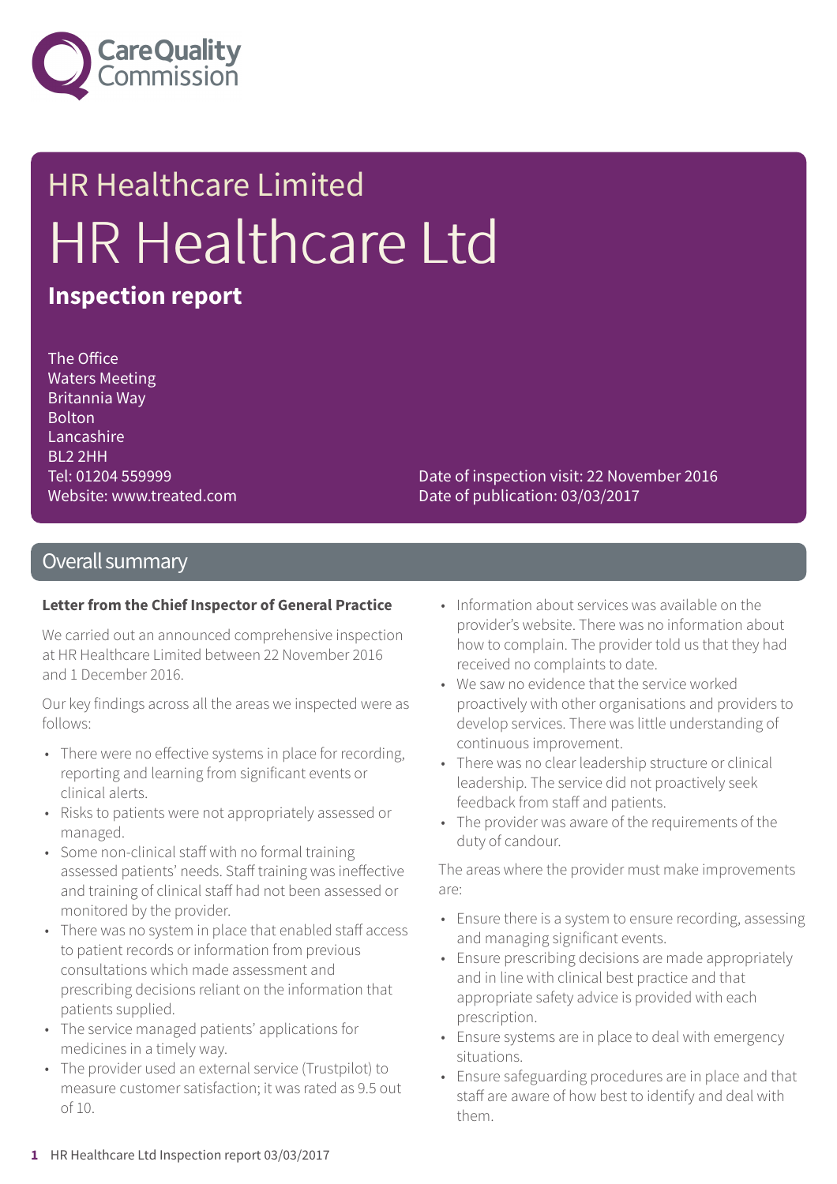# HR Healthcare Limited

# HR Healthcare Ltd

## Inspection report

The Office
Waters Meeting
Britannia Way
Bolton
Lancashire
BL2 2HH
Tel: 01204 559999
Website: www.treated.com

Date of inspection visit: 22 November 2016
Date of publication: 03/03/2017

## Overall summary

**Letter from the Chief Inspector of General Practice**

We carried out an announced comprehensive inspection at HR Healthcare Limited between 22 November 2016 and 1 December 2016.

Our key findings across all the areas we inspected were as follows:

- There were no effective systems in place for recording, reporting and learning from significant events or clinical alerts.
- Risks to patients were not appropriately assessed or managed.
- Some non-clinical staff with no formal training assessed patients' needs. Staff training was ineffective and training of clinical staff had not been assessed or monitored by the provider.
- There was no system in place that enabled staff access to patient records or information from previous consultations which made assessment and prescribing decisions reliant on the information that patients supplied.
- The service managed patients' applications for medicines in a timely way.
- The provider used an external service (Trustpilot) to measure customer satisfaction; it was rated as 9.5 out of 10.
- Information about services was available on the provider's website. There was no information about how to complain. The provider told us that they had received no complaints to date.
- We saw no evidence that the service worked proactively with other organisations and providers to develop services. There was little understanding of continuous improvement.
- There was no clear leadership structure or clinical leadership. The service did not proactively seek feedback from staff and patients.
- The provider was aware of the requirements of the duty of candour.

The areas where the provider must make improvements are:

- Ensure there is a system to ensure recording, assessing and managing significant events.
- Ensure prescribing decisions are made appropriately and in line with clinical best practice and that appropriate safety advice is provided with each prescription.
- Ensure systems are in place to deal with emergency situations.
- Ensure safeguarding procedures are in place and that staff are aware of how best to identify and deal with them.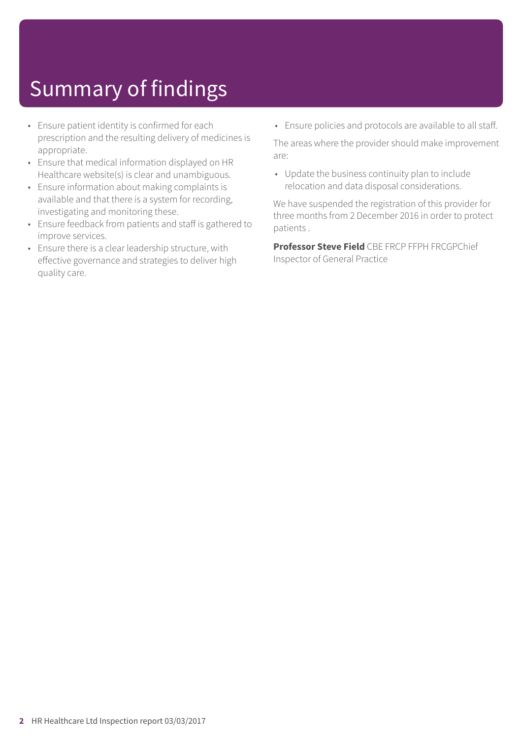# Summary of findings

- Ensure patient identity is confirmed for each prescription and the resulting delivery of medicines is appropriate.
- Ensure that medical information displayed on HR Healthcare website(s) is clear and unambiguous.
- Ensure information about making complaints is available and that there is a system for recording, investigating and monitoring these.
- Ensure feedback from patients and staff is gathered to improve services.
- Ensure there is a clear leadership structure, with effective governance and strategies to deliver high quality care.
- Ensure policies and protocols are available to all staff.

The areas where the provider should make improvement are:

- Update the business continuity plan to include relocation and data disposal considerations.

We have suspended the registration of this provider for three months from 2 December 2016 in order to protect patients .

**Professor Steve Field** CBE FRCP FFPH FRCGPChief Inspector of General Practice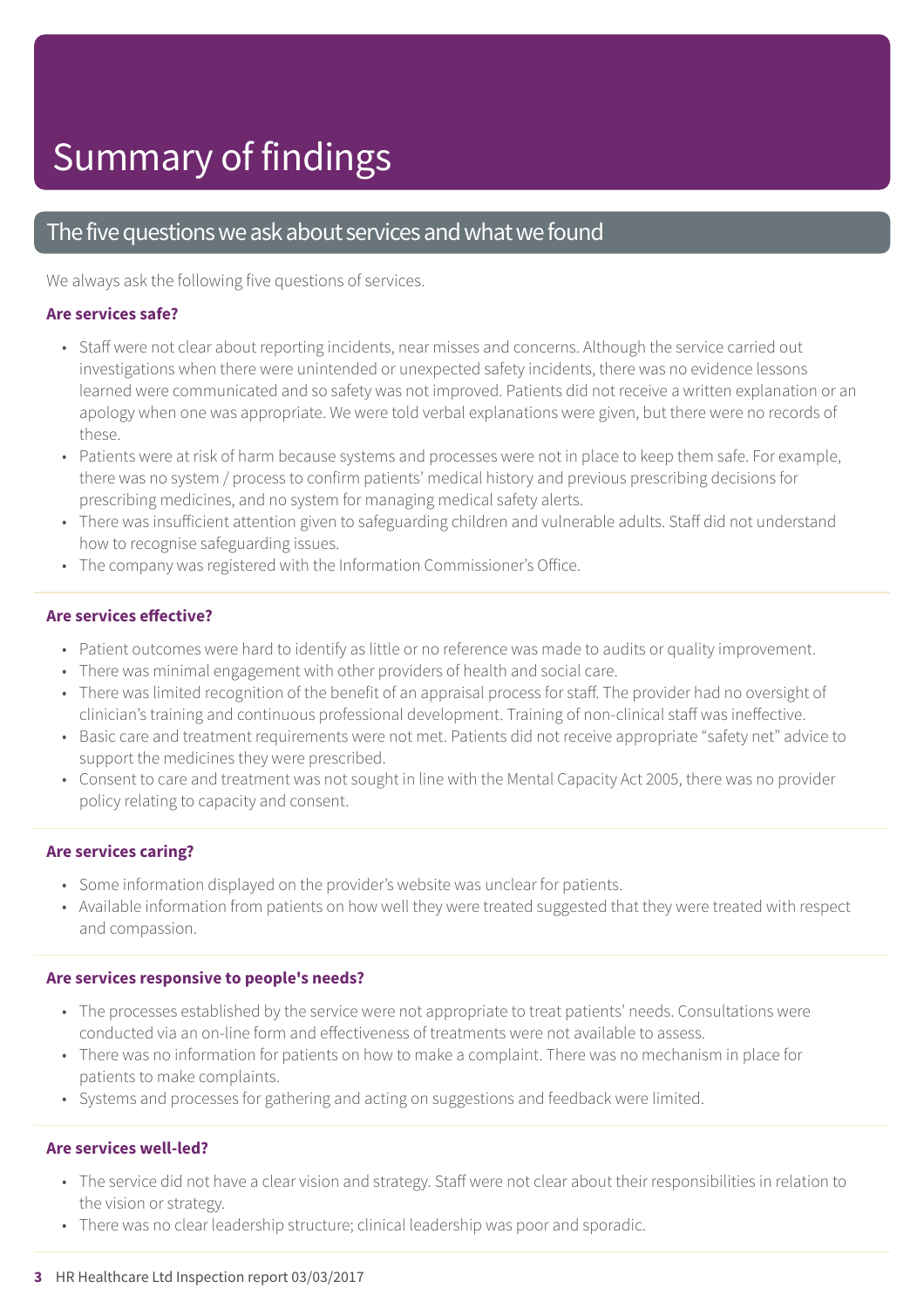# Summary of findings

## The five questions we ask about services and what we found

We always ask the following five questions of services.

### Are services safe?

- Staff were not clear about reporting incidents, near misses and concerns. Although the service carried out investigations when there were unintended or unexpected safety incidents, there was no evidence lessons learned were communicated and so safety was not improved. Patients did not receive a written explanation or an apology when one was appropriate. We were told verbal explanations were given, but there were no records of these.
- Patients were at risk of harm because systems and processes were not in place to keep them safe. For example, there was no system / process to confirm patients' medical history and previous prescribing decisions for prescribing medicines, and no system for managing medical safety alerts.
- There was insufficient attention given to safeguarding children and vulnerable adults. Staff did not understand how to recognise safeguarding issues.
- The company was registered with the Information Commissioner's Office.

### Are services effective?

- Patient outcomes were hard to identify as little or no reference was made to audits or quality improvement.
- There was minimal engagement with other providers of health and social care.
- There was limited recognition of the benefit of an appraisal process for staff. The provider had no oversight of clinician's training and continuous professional development. Training of non-clinical staff was ineffective.
- Basic care and treatment requirements were not met. Patients did not receive appropriate "safety net" advice to support the medicines they were prescribed.
- Consent to care and treatment was not sought in line with the Mental Capacity Act 2005, there was no provider policy relating to capacity and consent.

### Are services caring?

- Some information displayed on the provider's website was unclear for patients.
- Available information from patients on how well they were treated suggested that they were treated with respect and compassion.

### Are services responsive to people's needs?

- The processes established by the service were not appropriate to treat patients' needs. Consultations were conducted via an on-line form and effectiveness of treatments were not available to assess.
- There was no information for patients on how to make a complaint. There was no mechanism in place for patients to make complaints.
- Systems and processes for gathering and acting on suggestions and feedback were limited.

### Are services well-led?

- The service did not have a clear vision and strategy. Staff were not clear about their responsibilities in relation to the vision or strategy.
- There was no clear leadership structure; clinical leadership was poor and sporadic.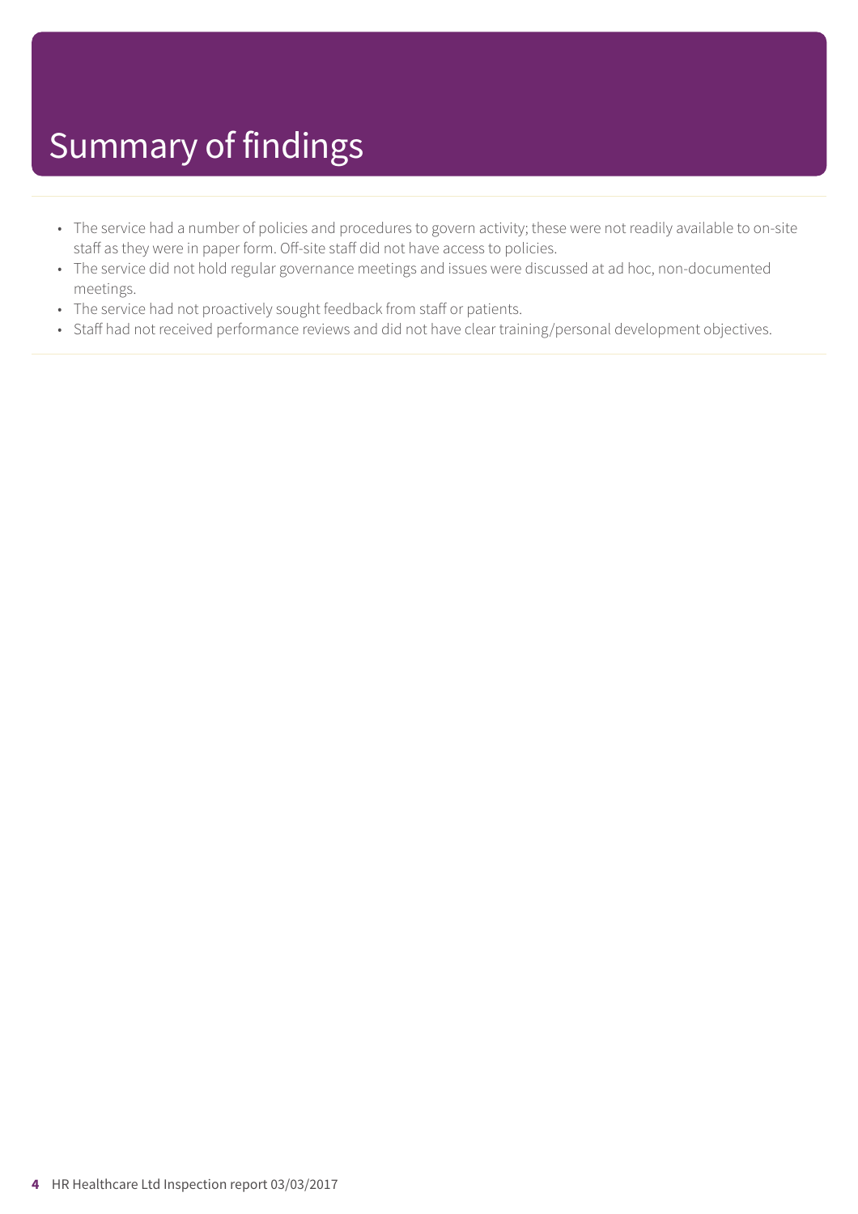# Summary of findings

- The service had a number of policies and procedures to govern activity; these were not readily available to on-site staff as they were in paper form. Off-site staff did not have access to policies.
- The service did not hold regular governance meetings and issues were discussed at ad hoc, non-documented meetings.
- The service had not proactively sought feedback from staff or patients.
- Staff had not received performance reviews and did not have clear training/personal development objectives.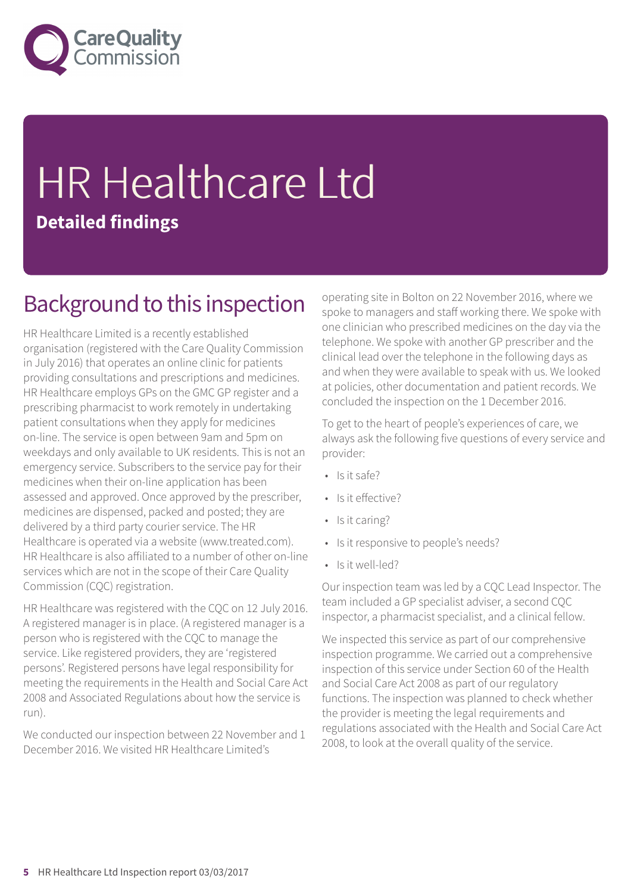# HR Healthcare Ltd

**Detailed findings**

## Background to this inspection

HR Healthcare Limited is a recently established organisation (registered with the Care Quality Commission in July 2016) that operates an online clinic for patients providing consultations and prescriptions and medicines. HR Healthcare employs GPs on the GMC GP register and a prescribing pharmacist to work remotely in undertaking patient consultations when they apply for medicines on-line. The service is open between 9am and 5pm on weekdays and only available to UK residents. This is not an emergency service. Subscribers to the service pay for their medicines when their on-line application has been assessed and approved. Once approved by the prescriber, medicines are dispensed, packed and posted; they are delivered by a third party courier service. The HR Healthcare is operated via a website (www.treated.com). HR Healthcare is also affiliated to a number of other on-line services which are not in the scope of their Care Quality Commission (CQC) registration.

HR Healthcare was registered with the CQC on 12 July 2016. A registered manager is in place. (A registered manager is a person who is registered with the CQC to manage the service. Like registered providers, they are 'registered persons'. Registered persons have legal responsibility for meeting the requirements in the Health and Social Care Act 2008 and Associated Regulations about how the service is run).

We conducted our inspection between 22 November and 1 December 2016. We visited HR Healthcare Limited's operating site in Bolton on 22 November 2016, where we spoke to managers and staff working there. We spoke with one clinician who prescribed medicines on the day via the telephone. We spoke with another GP prescriber and the clinical lead over the telephone in the following days as and when they were available to speak with us. We looked at policies, other documentation and patient records. We concluded the inspection on the 1 December 2016.

To get to the heart of people's experiences of care, we always ask the following five questions of every service and provider:

- Is it safe?
- Is it effective?
- Is it caring?
- Is it responsive to people's needs?
- Is it well-led?

Our inspection team was led by a CQC Lead Inspector. The team included a GP specialist adviser, a second CQC inspector, a pharmacist specialist, and a clinical fellow.

We inspected this service as part of our comprehensive inspection programme. We carried out a comprehensive inspection of this service under Section 60 of the Health and Social Care Act 2008 as part of our regulatory functions. The inspection was planned to check whether the provider is meeting the legal requirements and regulations associated with the Health and Social Care Act 2008, to look at the overall quality of the service.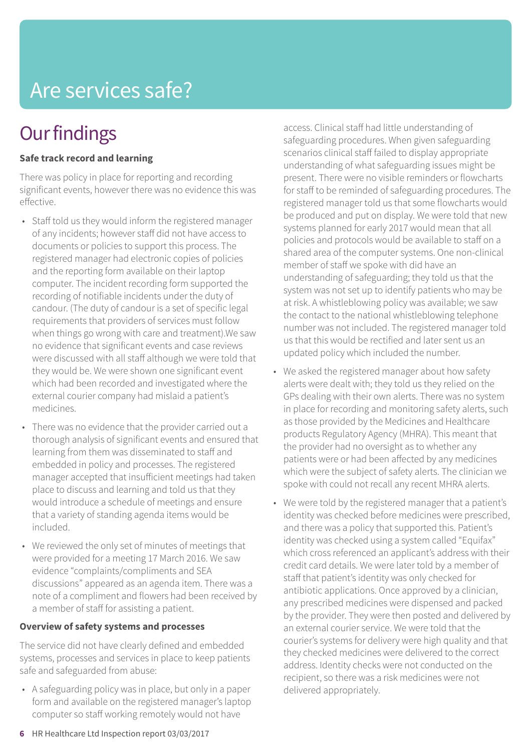# Are services safe?

## Our findings

**Safe track record and learning**

There was policy in place for reporting and recording significant events, however there was no evidence this was effective.

- Staff told us they would inform the registered manager of any incidents; however staff did not have access to documents or policies to support this process. The registered manager had electronic copies of policies and the reporting form available on their laptop computer. The incident recording form supported the recording of notifiable incidents under the duty of candour. (The duty of candour is a set of specific legal requirements that providers of services must follow when things go wrong with care and treatment).We saw no evidence that significant events and case reviews were discussed with all staff although we were told that they would be. We were shown one significant event which had been recorded and investigated where the external courier company had mislaid a patient's medicines.
- There was no evidence that the provider carried out a thorough analysis of significant events and ensured that learning from them was disseminated to staff and embedded in policy and processes. The registered manager accepted that insufficient meetings had taken place to discuss and learning and told us that they would introduce a schedule of meetings and ensure that a variety of standing agenda items would be included.
- We reviewed the only set of minutes of meetings that were provided for a meeting 17 March 2016. We saw evidence "complaints/compliments and SEA discussions" appeared as an agenda item. There was a note of a compliment and flowers had been received by a member of staff for assisting a patient.

**Overview of safety systems and processes**

The service did not have clearly defined and embedded systems, processes and services in place to keep patients safe and safeguarded from abuse:

- A safeguarding policy was in place, but only in a paper form and available on the registered manager's laptop computer so staff working remotely would not have access. Clinical staff had little understanding of safeguarding procedures. When given safeguarding scenarios clinical staff failed to display appropriate understanding of what safeguarding issues might be present. There were no visible reminders or flowcharts for staff to be reminded of safeguarding procedures. The registered manager told us that some flowcharts would be produced and put on display. We were told that new systems planned for early 2017 would mean that all policies and protocols would be available to staff on a shared area of the computer systems. One non-clinical member of staff we spoke with did have an understanding of safeguarding; they told us that the system was not set up to identify patients who may be at risk. A whistleblowing policy was available; we saw the contact to the national whistleblowing telephone number was not included. The registered manager told us that this would be rectified and later sent us an updated policy which included the number.
- We asked the registered manager about how safety alerts were dealt with; they told us they relied on the GPs dealing with their own alerts. There was no system in place for recording and monitoring safety alerts, such as those provided by the Medicines and Healthcare products Regulatory Agency (MHRA). This meant that the provider had no oversight as to whether any patients were or had been affected by any medicines which were the subject of safety alerts. The clinician we spoke with could not recall any recent MHRA alerts.
- We were told by the registered manager that a patient's identity was checked before medicines were prescribed, and there was a policy that supported this. Patient's identity was checked using a system called "Equifax" which cross referenced an applicant's address with their credit card details. We were later told by a member of staff that patient's identity was only checked for antibiotic applications. Once approved by a clinician, any prescribed medicines were dispensed and packed by the provider. They were then posted and delivered by an external courier service. We were told that the courier's systems for delivery were high quality and that they checked medicines were delivered to the correct address. Identity checks were not conducted on the recipient, so there was a risk medicines were not delivered appropriately.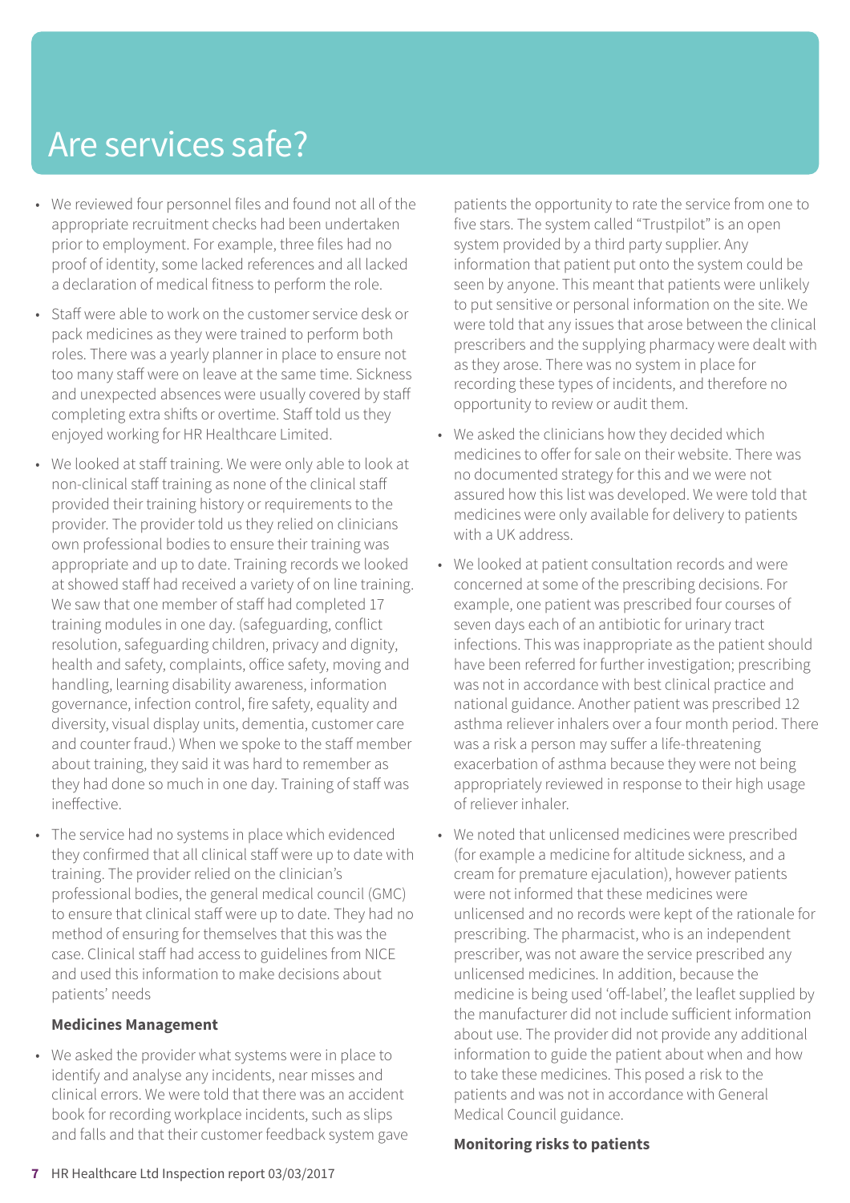# Are services safe?

- We reviewed four personnel files and found not all of the appropriate recruitment checks had been undertaken prior to employment. For example, three files had no proof of identity, some lacked references and all lacked a declaration of medical fitness to perform the role.
- Staff were able to work on the customer service desk or pack medicines as they were trained to perform both roles. There was a yearly planner in place to ensure not too many staff were on leave at the same time. Sickness and unexpected absences were usually covered by staff completing extra shifts or overtime. Staff told us they enjoyed working for HR Healthcare Limited.
- We looked at staff training. We were only able to look at non-clinical staff training as none of the clinical staff provided their training history or requirements to the provider. The provider told us they relied on clinicians own professional bodies to ensure their training was appropriate and up to date. Training records we looked at showed staff had received a variety of on line training. We saw that one member of staff had completed 17 training modules in one day. (safeguarding, conflict resolution, safeguarding children, privacy and dignity, health and safety, complaints, office safety, moving and handling, learning disability awareness, information governance, infection control, fire safety, equality and diversity, visual display units, dementia, customer care and counter fraud.) When we spoke to the staff member about training, they said it was hard to remember as they had done so much in one day. Training of staff was ineffective.
- The service had no systems in place which evidenced they confirmed that all clinical staff were up to date with training. The provider relied on the clinician's professional bodies, the general medical council (GMC) to ensure that clinical staff were up to date. They had no method of ensuring for themselves that this was the case. Clinical staff had access to guidelines from NICE and used this information to make decisions about patients' needs

**Medicines Management**

- We asked the provider what systems were in place to identify and analyse any incidents, near misses and clinical errors. We were told that there was an accident book for recording workplace incidents, such as slips and falls and that their customer feedback system gave patients the opportunity to rate the service from one to five stars. The system called "Trustpilot" is an open system provided by a third party supplier. Any information that patient put onto the system could be seen by anyone. This meant that patients were unlikely to put sensitive or personal information on the site. We were told that any issues that arose between the clinical prescribers and the supplying pharmacy were dealt with as they arose. There was no system in place for recording these types of incidents, and therefore no opportunity to review or audit them.
- We asked the clinicians how they decided which medicines to offer for sale on their website. There was no documented strategy for this and we were not assured how this list was developed. We were told that medicines were only available for delivery to patients with a UK address.
- We looked at patient consultation records and were concerned at some of the prescribing decisions. For example, one patient was prescribed four courses of seven days each of an antibiotic for urinary tract infections. This was inappropriate as the patient should have been referred for further investigation; prescribing was not in accordance with best clinical practice and national guidance. Another patient was prescribed 12 asthma reliever inhalers over a four month period. There was a risk a person may suffer a life-threatening exacerbation of asthma because they were not being appropriately reviewed in response to their high usage of reliever inhaler.
- We noted that unlicensed medicines were prescribed (for example a medicine for altitude sickness, and a cream for premature ejaculation), however patients were not informed that these medicines were unlicensed and no records were kept of the rationale for prescribing. The pharmacist, who is an independent prescriber, was not aware the service prescribed any unlicensed medicines. In addition, because the medicine is being used 'off-label', the leaflet supplied by the manufacturer did not include sufficient information about use. The provider did not provide any additional information to guide the patient about when and how to take these medicines. This posed a risk to the patients and was not in accordance with General Medical Council guidance.

**Monitoring risks to patients**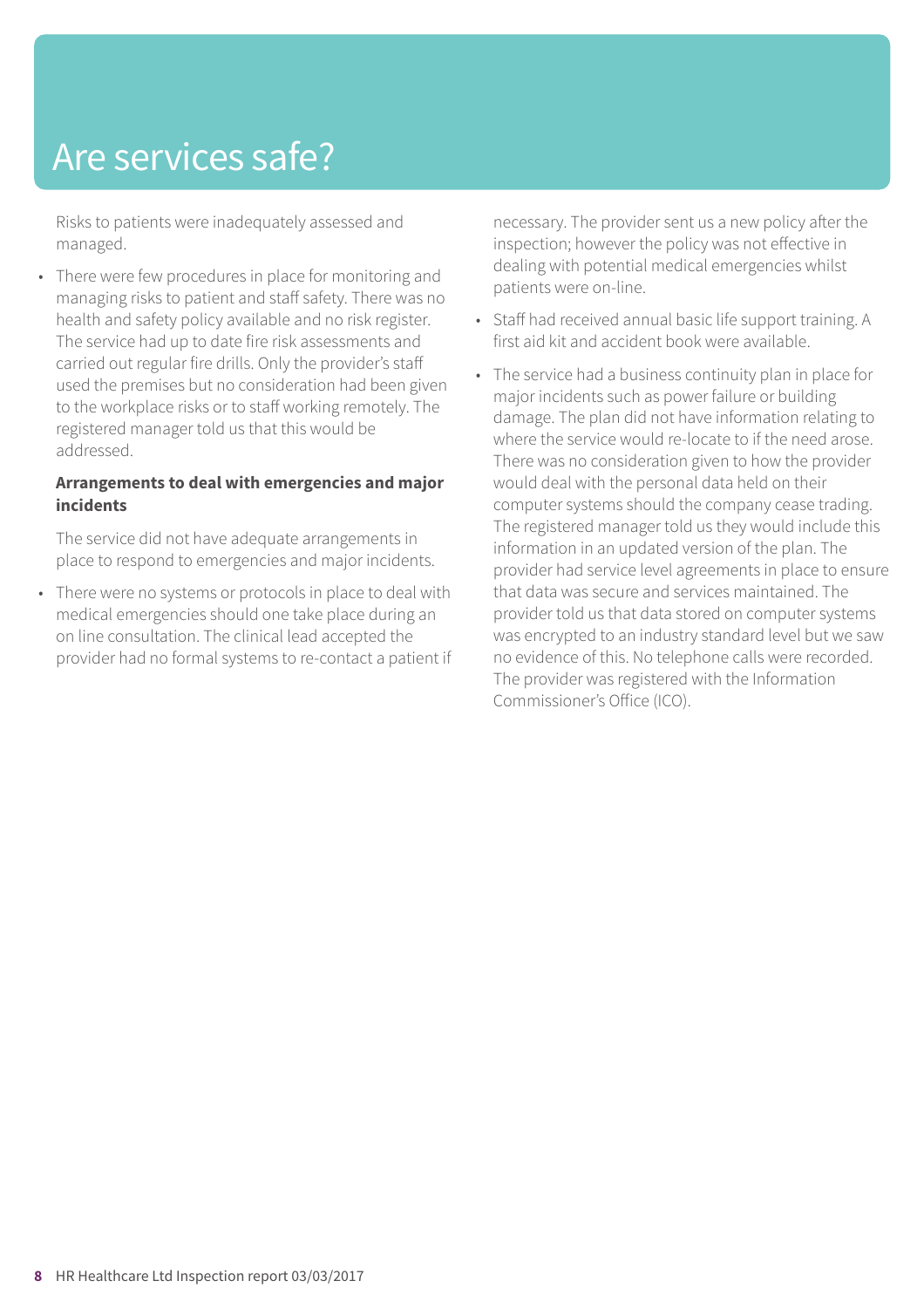# Are services safe?

Risks to patients were inadequately assessed and managed.

- There were few procedures in place for monitoring and managing risks to patient and staff safety. There was no health and safety policy available and no risk register. The service had up to date fire risk assessments and carried out regular fire drills. Only the provider's staff used the premises but no consideration had been given to the workplace risks or to staff working remotely. The registered manager told us that this would be addressed.

**Arrangements to deal with emergencies and major incidents**

The service did not have adequate arrangements in place to respond to emergencies and major incidents.

- There were no systems or protocols in place to deal with medical emergencies should one take place during an on line consultation. The clinical lead accepted the provider had no formal systems to re-contact a patient if necessary. The provider sent us a new policy after the inspection; however the policy was not effective in dealing with potential medical emergencies whilst patients were on-line.
- Staff had received annual basic life support training. A first aid kit and accident book were available.
- The service had a business continuity plan in place for major incidents such as power failure or building damage. The plan did not have information relating to where the service would re-locate to if the need arose. There was no consideration given to how the provider would deal with the personal data held on their computer systems should the company cease trading. The registered manager told us they would include this information in an updated version of the plan. The provider had service level agreements in place to ensure that data was secure and services maintained. The provider told us that data stored on computer systems was encrypted to an industry standard level but we saw no evidence of this. No telephone calls were recorded. The provider was registered with the Information Commissioner's Office (ICO).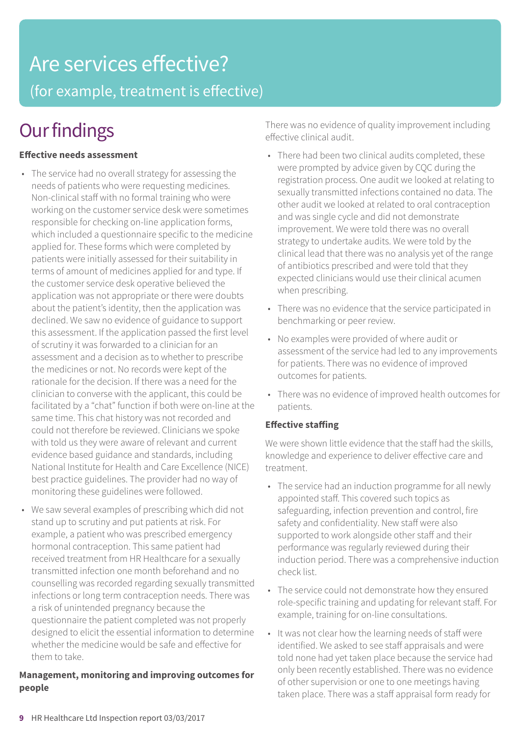# Are services effective?

(for example, treatment is effective)

## Our findings

### Effective needs assessment

- The service had no overall strategy for assessing the needs of patients who were requesting medicines. Non-clinical staff with no formal training who were working on the customer service desk were sometimes responsible for checking on-line application forms, which included a questionnaire specific to the medicine applied for. These forms which were completed by patients were initially assessed for their suitability in terms of amount of medicines applied for and type. If the customer service desk operative believed the application was not appropriate or there were doubts about the patient's identity, then the application was declined. We saw no evidence of guidance to support this assessment. If the application passed the first level of scrutiny it was forwarded to a clinician for an assessment and a decision as to whether to prescribe the medicines or not. No records were kept of the rationale for the decision. If there was a need for the clinician to converse with the applicant, this could be facilitated by a "chat" function if both were on-line at the same time. This chat history was not recorded and could not therefore be reviewed. Clinicians we spoke with told us they were aware of relevant and current evidence based guidance and standards, including National Institute for Health and Care Excellence (NICE) best practice guidelines. The provider had no way of monitoring these guidelines were followed.
- We saw several examples of prescribing which did not stand up to scrutiny and put patients at risk. For example, a patient who was prescribed emergency hormonal contraception. This same patient had received treatment from HR Healthcare for a sexually transmitted infection one month beforehand and no counselling was recorded regarding sexually transmitted infections or long term contraception needs. There was a risk of unintended pregnancy because the questionnaire the patient completed was not properly designed to elicit the essential information to determine whether the medicine would be safe and effective for them to take.

### Management, monitoring and improving outcomes for people

There was no evidence of quality improvement including effective clinical audit.

- There had been two clinical audits completed, these were prompted by advice given by CQC during the registration process. One audit we looked at relating to sexually transmitted infections contained no data. The other audit we looked at related to oral contraception and was single cycle and did not demonstrate improvement. We were told there was no overall strategy to undertake audits. We were told by the clinical lead that there was no analysis yet of the range of antibiotics prescribed and were told that they expected clinicians would use their clinical acumen when prescribing.
- There was no evidence that the service participated in benchmarking or peer review.
- No examples were provided of where audit or assessment of the service had led to any improvements for patients. There was no evidence of improved outcomes for patients.
- There was no evidence of improved health outcomes for patients.

### Effective staffing

We were shown little evidence that the staff had the skills, knowledge and experience to deliver effective care and treatment.

- The service had an induction programme for all newly appointed staff. This covered such topics as safeguarding, infection prevention and control, fire safety and confidentiality. New staff were also supported to work alongside other staff and their performance was regularly reviewed during their induction period. There was a comprehensive induction check list.
- The service could not demonstrate how they ensured role-specific training and updating for relevant staff. For example, training for on-line consultations.
- It was not clear how the learning needs of staff were identified. We asked to see staff appraisals and were told none had yet taken place because the service had only been recently established. There was no evidence of other supervision or one to one meetings having taken place. There was a staff appraisal form ready for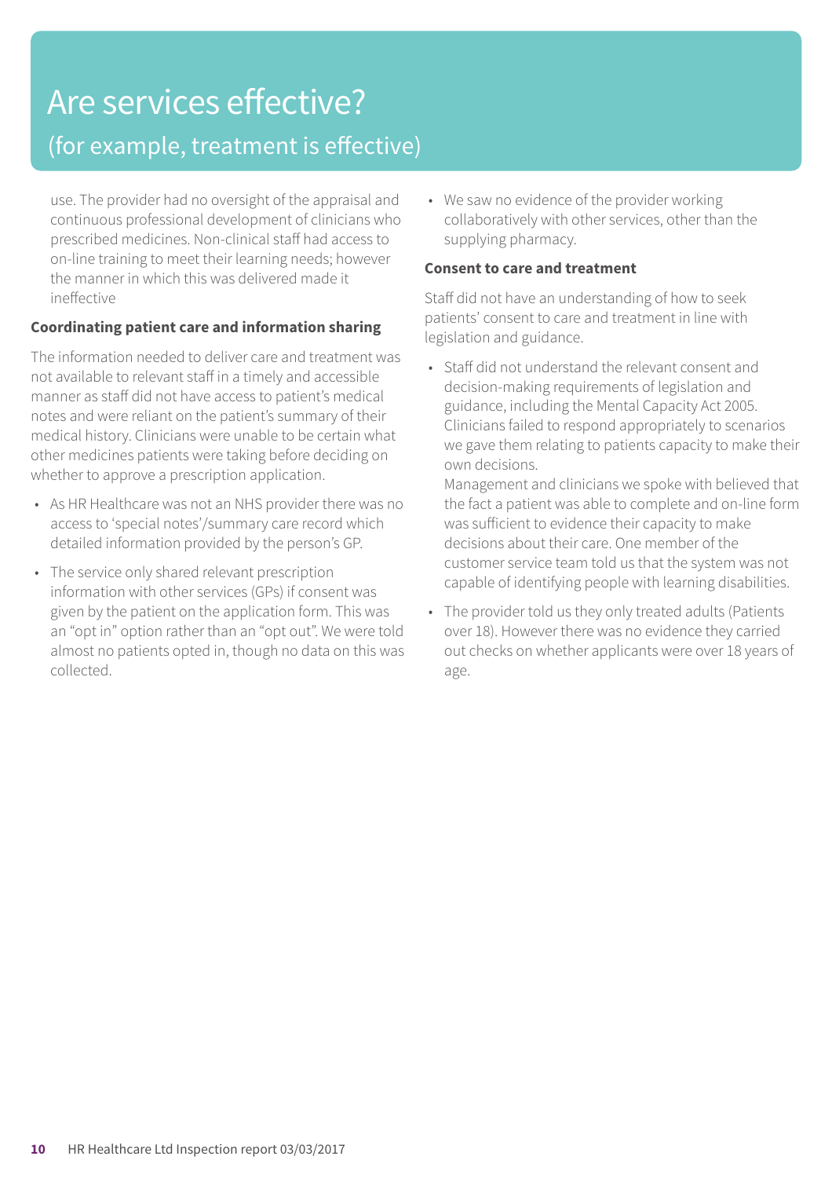# Are services effective?

## (for example, treatment is effective)

use. The provider had no oversight of the appraisal and continuous professional development of clinicians who prescribed medicines. Non-clinical staff had access to on-line training to meet their learning needs; however the manner in which this was delivered made it ineffective

**Coordinating patient care and information sharing**

The information needed to deliver care and treatment was not available to relevant staff in a timely and accessible manner as staff did not have access to patient's medical notes and were reliant on the patient's summary of their medical history. Clinicians were unable to be certain what other medicines patients were taking before deciding on whether to approve a prescription application.

- As HR Healthcare was not an NHS provider there was no access to 'special notes'/summary care record which detailed information provided by the person's GP.
- The service only shared relevant prescription information with other services (GPs) if consent was given by the patient on the application form. This was an "opt in" option rather than an "opt out". We were told almost no patients opted in, though no data on this was collected.
- We saw no evidence of the provider working collaboratively with other services, other than the supplying pharmacy.

**Consent to care and treatment**

Staff did not have an understanding of how to seek patients' consent to care and treatment in line with legislation and guidance.

- Staff did not understand the relevant consent and decision-making requirements of legislation and guidance, including the Mental Capacity Act 2005. Clinicians failed to respond appropriately to scenarios we gave them relating to patients capacity to make their own decisions.
  Management and clinicians we spoke with believed that the fact a patient was able to complete and on-line form was sufficient to evidence their capacity to make decisions about their care. One member of the customer service team told us that the system was not capable of identifying people with learning disabilities.
- The provider told us they only treated adults (Patients over 18). However there was no evidence they carried out checks on whether applicants were over 18 years of age.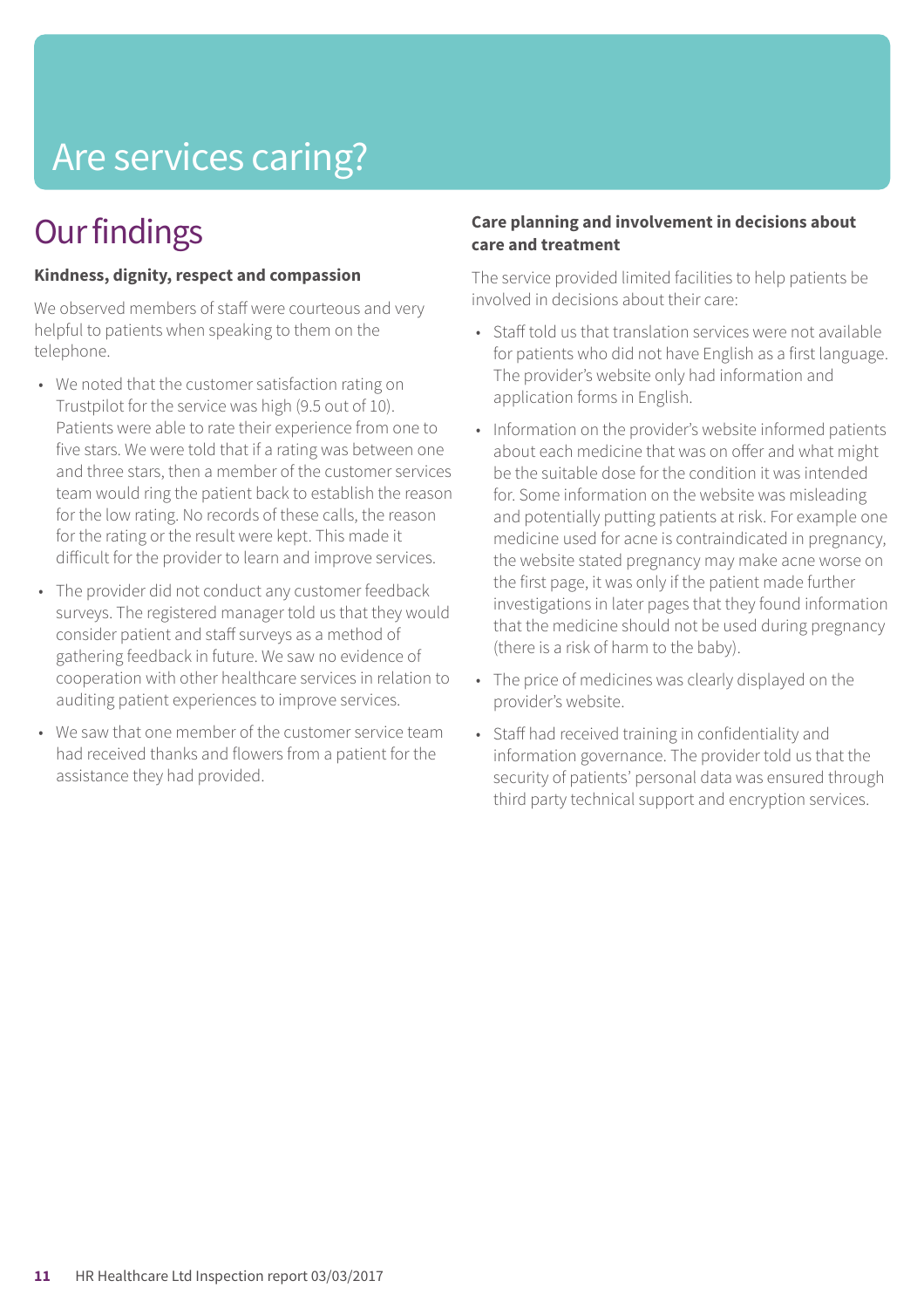# Are services caring?

## Our findings

**Kindness, dignity, respect and compassion**

We observed members of staff were courteous and very helpful to patients when speaking to them on the telephone.

- We noted that the customer satisfaction rating on Trustpilot for the service was high (9.5 out of 10). Patients were able to rate their experience from one to five stars. We were told that if a rating was between one and three stars, then a member of the customer services team would ring the patient back to establish the reason for the low rating. No records of these calls, the reason for the rating or the result were kept. This made it difficult for the provider to learn and improve services.
- The provider did not conduct any customer feedback surveys. The registered manager told us that they would consider patient and staff surveys as a method of gathering feedback in future. We saw no evidence of cooperation with other healthcare services in relation to auditing patient experiences to improve services.
- We saw that one member of the customer service team had received thanks and flowers from a patient for the assistance they had provided.

**Care planning and involvement in decisions about care and treatment**

The service provided limited facilities to help patients be involved in decisions about their care:

- Staff told us that translation services were not available for patients who did not have English as a first language. The provider's website only had information and application forms in English.
- Information on the provider's website informed patients about each medicine that was on offer and what might be the suitable dose for the condition it was intended for. Some information on the website was misleading and potentially putting patients at risk. For example one medicine used for acne is contraindicated in pregnancy, the website stated pregnancy may make acne worse on the first page, it was only if the patient made further investigations in later pages that they found information that the medicine should not be used during pregnancy (there is a risk of harm to the baby).
- The price of medicines was clearly displayed on the provider's website.
- Staff had received training in confidentiality and information governance. The provider told us that the security of patients' personal data was ensured through third party technical support and encryption services.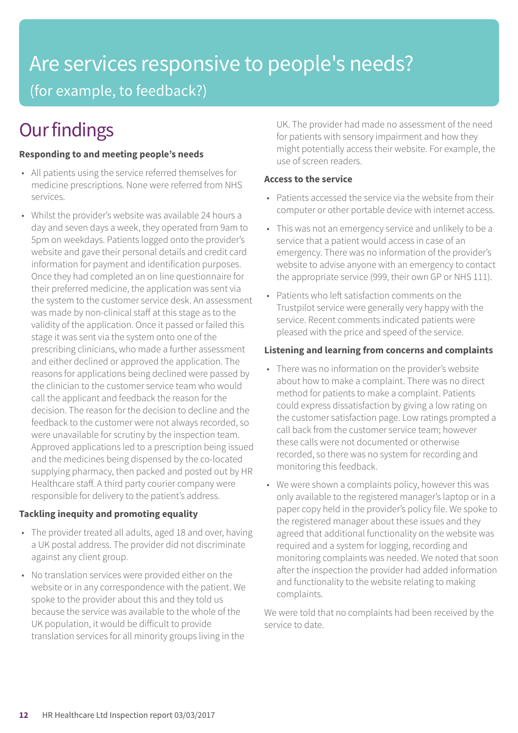# Are services responsive to people's needs?

(for example, to feedback?)

## Our findings

**Responding to and meeting people's needs**

- All patients using the service referred themselves for medicine prescriptions. None were referred from NHS services.
- Whilst the provider's website was available 24 hours a day and seven days a week, they operated from 9am to 5pm on weekdays. Patients logged onto the provider's website and gave their personal details and credit card information for payment and identification purposes. Once they had completed an on line questionnaire for their preferred medicine, the application was sent via the system to the customer service desk. An assessment was made by non-clinical staff at this stage as to the validity of the application. Once it passed or failed this stage it was sent via the system onto one of the prescribing clinicians, who made a further assessment and either declined or approved the application. The reasons for applications being declined were passed by the clinician to the customer service team who would call the applicant and feedback the reason for the decision. The reason for the decision to decline and the feedback to the customer were not always recorded, so were unavailable for scrutiny by the inspection team. Approved applications led to a prescription being issued and the medicines being dispensed by the co-located supplying pharmacy, then packed and posted out by HR Healthcare staff. A third party courier company were responsible for delivery to the patient's address.

**Tackling inequity and promoting equality**

- The provider treated all adults, aged 18 and over, having a UK postal address. The provider did not discriminate against any client group.
- No translation services were provided either on the website or in any correspondence with the patient. We spoke to the provider about this and they told us because the service was available to the whole of the UK population, it would be difficult to provide translation services for all minority groups living in the UK. The provider had made no assessment of the need for patients with sensory impairment and how they might potentially access their website. For example, the use of screen readers.

**Access to the service**

- Patients accessed the service via the website from their computer or other portable device with internet access.
- This was not an emergency service and unlikely to be a service that a patient would access in case of an emergency. There was no information of the provider's website to advise anyone with an emergency to contact the appropriate service (999, their own GP or NHS 111).
- Patients who left satisfaction comments on the Trustpilot service were generally very happy with the service. Recent comments indicated patients were pleased with the price and speed of the service.

**Listening and learning from concerns and complaints**

- There was no information on the provider's website about how to make a complaint. There was no direct method for patients to make a complaint. Patients could express dissatisfaction by giving a low rating on the customer satisfaction page. Low ratings prompted a call back from the customer service team; however these calls were not documented or otherwise recorded, so there was no system for recording and monitoring this feedback.
- We were shown a complaints policy, however this was only available to the registered manager's laptop or in a paper copy held in the provider's policy file. We spoke to the registered manager about these issues and they agreed that additional functionality on the website was required and a system for logging, recording and monitoring complaints was needed. We noted that soon after the inspection the provider had added information and functionality to the website relating to making complaints.

We were told that no complaints had been received by the service to date.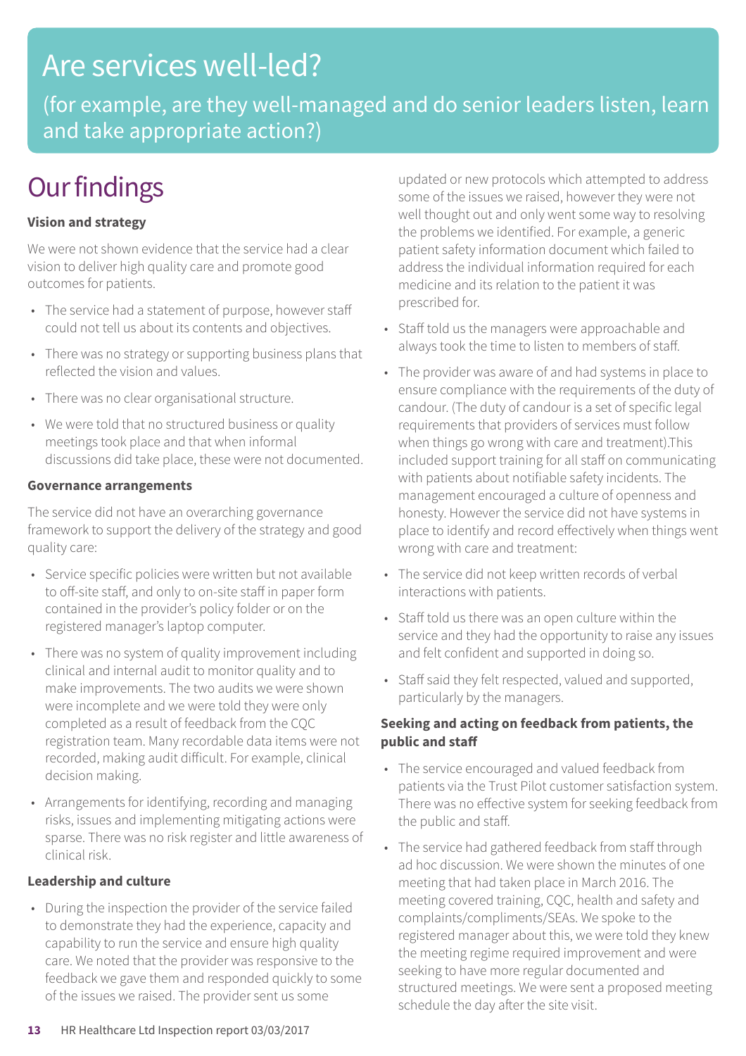# Are services well-led?

(for example, are they well-managed and do senior leaders listen, learn and take appropriate action?)

## Our findings

**Vision and strategy**

We were not shown evidence that the service had a clear vision to deliver high quality care and promote good outcomes for patients.

- The service had a statement of purpose, however staff could not tell us about its contents and objectives.
- There was no strategy or supporting business plans that reflected the vision and values.
- There was no clear organisational structure.
- We were told that no structured business or quality meetings took place and that when informal discussions did take place, these were not documented.

**Governance arrangements**

The service did not have an overarching governance framework to support the delivery of the strategy and good quality care:

- Service specific policies were written but not available to off-site staff, and only to on-site staff in paper form contained in the provider's policy folder or on the registered manager's laptop computer.
- There was no system of quality improvement including clinical and internal audit to monitor quality and to make improvements. The two audits we were shown were incomplete and we were told they were only completed as a result of feedback from the CQC registration team. Many recordable data items were not recorded, making audit difficult. For example, clinical decision making.
- Arrangements for identifying, recording and managing risks, issues and implementing mitigating actions were sparse. There was no risk register and little awareness of clinical risk.

**Leadership and culture**

- During the inspection the provider of the service failed to demonstrate they had the experience, capacity and capability to run the service and ensure high quality care. We noted that the provider was responsive to the feedback we gave them and responded quickly to some of the issues we raised. The provider sent us some updated or new protocols which attempted to address some of the issues we raised, however they were not well thought out and only went some way to resolving the problems we identified. For example, a generic patient safety information document which failed to address the individual information required for each medicine and its relation to the patient it was prescribed for.
- Staff told us the managers were approachable and always took the time to listen to members of staff.
- The provider was aware of and had systems in place to ensure compliance with the requirements of the duty of candour. (The duty of candour is a set of specific legal requirements that providers of services must follow when things go wrong with care and treatment).This included support training for all staff on communicating with patients about notifiable safety incidents. The management encouraged a culture of openness and honesty. However the service did not have systems in place to identify and record effectively when things went wrong with care and treatment:
- The service did not keep written records of verbal interactions with patients.
- Staff told us there was an open culture within the service and they had the opportunity to raise any issues and felt confident and supported in doing so.
- Staff said they felt respected, valued and supported, particularly by the managers.

**Seeking and acting on feedback from patients, the public and staff**

- The service encouraged and valued feedback from patients via the Trust Pilot customer satisfaction system. There was no effective system for seeking feedback from the public and staff.
- The service had gathered feedback from staff through ad hoc discussion. We were shown the minutes of one meeting that had taken place in March 2016. The meeting covered training, CQC, health and safety and complaints/compliments/SEAs. We spoke to the registered manager about this, we were told they knew the meeting regime required improvement and were seeking to have more regular documented and structured meetings. We were sent a proposed meeting schedule the day after the site visit.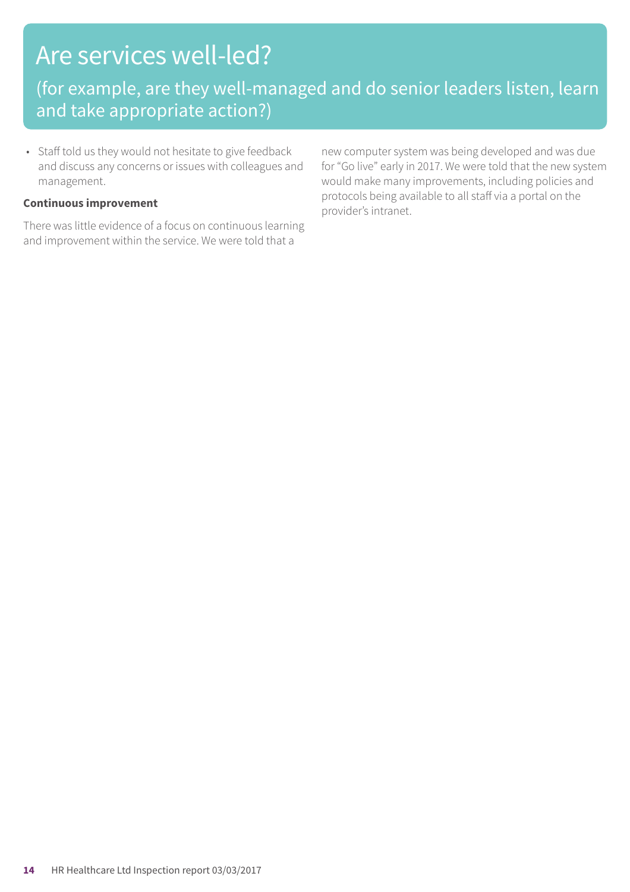# Are services well-led?

## (for example, are they well-managed and do senior leaders listen, learn and take appropriate action?)

- Staff told us they would not hesitate to give feedback and discuss any concerns or issues with colleagues and management.

**Continuous improvement**

There was little evidence of a focus on continuous learning and improvement within the service. We were told that a new computer system was being developed and was due for "Go live" early in 2017. We were told that the new system would make many improvements, including policies and protocols being available to all staff via a portal on the provider's intranet.